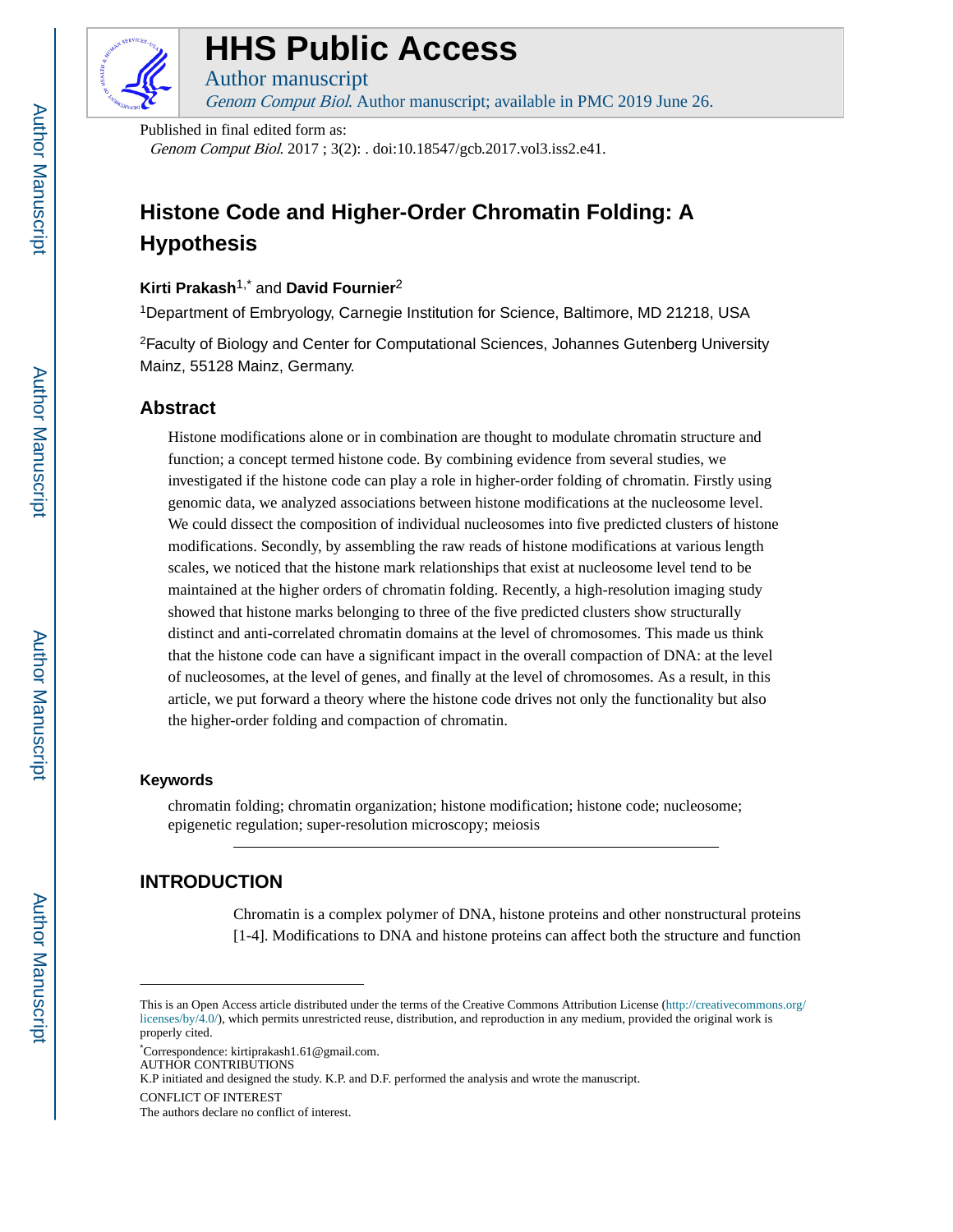# HHS Public Access

Author manuscript

*Genom Comput Biol*. Author manuscript; available in PMC 2019 June 26.

Published in final edited form as:

*Genom Comput Biol*. 2017 ; 3(2): . doi:10.18547/gcb.2017.vol3.iss2.e41.

# Histone Code and Higher-Order Chromatin Folding: A Hypothesis

**Kirti Prakash**[1,*] and **David Fournier**[2]

[1]Department of Embryology, Carnegie Institution for Science, Baltimore, MD 21218, USA

[2]Faculty of Biology and Center for Computational Sciences, Johannes Gutenberg University Mainz, 55128 Mainz, Germany.

## Abstract

Histone modifications alone or in combination are thought to modulate chromatin structure and function; a concept termed histone code. By combining evidence from several studies, we investigated if the histone code can play a role in higher-order folding of chromatin. Firstly using genomic data, we analyzed associations between histone modifications at the nucleosome level. We could dissect the composition of individual nucleosomes into five predicted clusters of histone modifications. Secondly, by assembling the raw reads of histone modifications at various length scales, we noticed that the histone mark relationships that exist at nucleosome level tend to be maintained at the higher orders of chromatin folding. Recently, a high-resolution imaging study showed that histone marks belonging to three of the five predicted clusters show structurally distinct and anti-correlated chromatin domains at the level of chromosomes. This made us think that the histone code can have a significant impact in the overall compaction of DNA: at the level of nucleosomes, at the level of genes, and finally at the level of chromosomes. As a result, in this article, we put forward a theory where the histone code drives not only the functionality but also the higher-order folding and compaction of chromatin.

### Keywords

chromatin folding; chromatin organization; histone modification; histone code; nucleosome; epigenetic regulation; super-resolution microscopy; meiosis

## INTRODUCTION

Chromatin is a complex polymer of DNA, histone proteins and other nonstructural proteins [1-4]. Modifications to DNA and histone proteins can affect both the structure and function

---

This is an Open Access article distributed under the terms of the Creative Commons Attribution License (http://creativecommons.org/licenses/by/4.0/), which permits unrestricted reuse, distribution, and reproduction in any medium, provided the original work is properly cited.

*Correspondence: kirtiprakash1.61@gmail.com.

AUTHOR CONTRIBUTIONS

K.P initiated and designed the study. K.P. and D.F. performed the analysis and wrote the manuscript.

CONFLICT OF INTEREST

The authors declare no conflict of interest.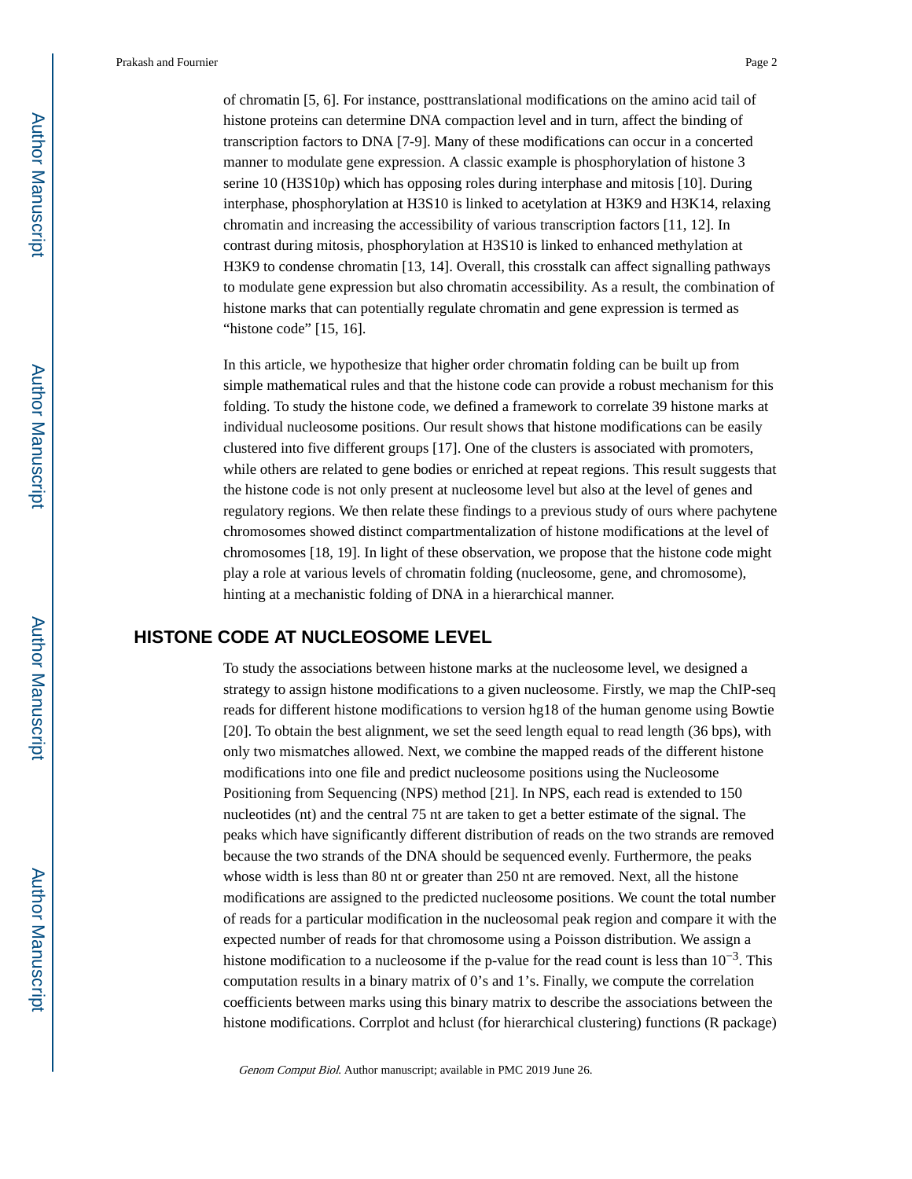of chromatin [5, 6]. For instance, posttranslational modifications on the amino acid tail of histone proteins can determine DNA compaction level and in turn, affect the binding of transcription factors to DNA [7-9]. Many of these modifications can occur in a concerted manner to modulate gene expression. A classic example is phosphorylation of histone 3 serine 10 (H3S10p) which has opposing roles during interphase and mitosis [10]. During interphase, phosphorylation at H3S10 is linked to acetylation at H3K9 and H3K14, relaxing chromatin and increasing the accessibility of various transcription factors [11, 12]. In contrast during mitosis, phosphorylation at H3S10 is linked to enhanced methylation at H3K9 to condense chromatin [13, 14]. Overall, this crosstalk can affect signalling pathways to modulate gene expression but also chromatin accessibility. As a result, the combination of histone marks that can potentially regulate chromatin and gene expression is termed as "histone code" [15, 16].

In this article, we hypothesize that higher order chromatin folding can be built up from simple mathematical rules and that the histone code can provide a robust mechanism for this folding. To study the histone code, we defined a framework to correlate 39 histone marks at individual nucleosome positions. Our result shows that histone modifications can be easily clustered into five different groups [17]. One of the clusters is associated with promoters, while others are related to gene bodies or enriched at repeat regions. This result suggests that the histone code is not only present at nucleosome level but also at the level of genes and regulatory regions. We then relate these findings to a previous study of ours where pachytene chromosomes showed distinct compartmentalization of histone modifications at the level of chromosomes [18, 19]. In light of these observation, we propose that the histone code might play a role at various levels of chromatin folding (nucleosome, gene, and chromosome), hinting at a mechanistic folding of DNA in a hierarchical manner.

## HISTONE CODE AT NUCLEOSOME LEVEL

To study the associations between histone marks at the nucleosome level, we designed a strategy to assign histone modifications to a given nucleosome. Firstly, we map the ChIP-seq reads for different histone modifications to version hg18 of the human genome using Bowtie [20]. To obtain the best alignment, we set the seed length equal to read length (36 bps), with only two mismatches allowed. Next, we combine the mapped reads of the different histone modifications into one file and predict nucleosome positions using the Nucleosome Positioning from Sequencing (NPS) method [21]. In NPS, each read is extended to 150 nucleotides (nt) and the central 75 nt are taken to get a better estimate of the signal. The peaks which have significantly different distribution of reads on the two strands are removed because the two strands of the DNA should be sequenced evenly. Furthermore, the peaks whose width is less than 80 nt or greater than 250 nt are removed. Next, all the histone modifications are assigned to the predicted nucleosome positions. We count the total number of reads for a particular modification in the nucleosomal peak region and compare it with the expected number of reads for that chromosome using a Poisson distribution. We assign a histone modification to a nucleosome if the p-value for the read count is less than $10^{-3}$. This computation results in a binary matrix of 0's and 1's. Finally, we compute the correlation coefficients between marks using this binary matrix to describe the associations between the histone modifications. Corrplot and hclust (for hierarchical clustering) functions (R package)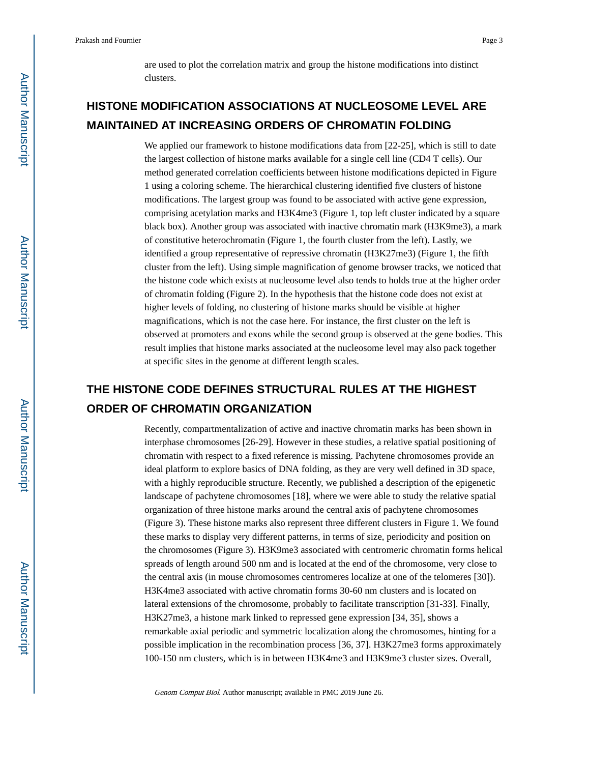are used to plot the correlation matrix and group the histone modifications into distinct clusters.

## HISTONE MODIFICATION ASSOCIATIONS AT NUCLEOSOME LEVEL ARE MAINTAINED AT INCREASING ORDERS OF CHROMATIN FOLDING

We applied our framework to histone modifications data from [22-25], which is still to date the largest collection of histone marks available for a single cell line (CD4 T cells). Our method generated correlation coefficients between histone modifications depicted in Figure 1 using a coloring scheme. The hierarchical clustering identified five clusters of histone modifications. The largest group was found to be associated with active gene expression, comprising acetylation marks and H3K4me3 (Figure 1, top left cluster indicated by a square black box). Another group was associated with inactive chromatin mark (H3K9me3), a mark of constitutive heterochromatin (Figure 1, the fourth cluster from the left). Lastly, we identified a group representative of repressive chromatin (H3K27me3) (Figure 1, the fifth cluster from the left). Using simple magnification of genome browser tracks, we noticed that the histone code which exists at nucleosome level also tends to holds true at the higher order of chromatin folding (Figure 2). In the hypothesis that the histone code does not exist at higher levels of folding, no clustering of histone marks should be visible at higher magnifications, which is not the case here. For instance, the first cluster on the left is observed at promoters and exons while the second group is observed at the gene bodies. This result implies that histone marks associated at the nucleosome level may also pack together at specific sites in the genome at different length scales.

## THE HISTONE CODE DEFINES STRUCTURAL RULES AT THE HIGHEST ORDER OF CHROMATIN ORGANIZATION

Recently, compartmentalization of active and inactive chromatin marks has been shown in interphase chromosomes [26-29]. However in these studies, a relative spatial positioning of chromatin with respect to a fixed reference is missing. Pachytene chromosomes provide an ideal platform to explore basics of DNA folding, as they are very well defined in 3D space, with a highly reproducible structure. Recently, we published a description of the epigenetic landscape of pachytene chromosomes [18], where we were able to study the relative spatial organization of three histone marks around the central axis of pachytene chromosomes (Figure 3). These histone marks also represent three different clusters in Figure 1. We found these marks to display very different patterns, in terms of size, periodicity and position on the chromosomes (Figure 3). H3K9me3 associated with centromeric chromatin forms helical spreads of length around 500 nm and is located at the end of the chromosome, very close to the central axis (in mouse chromosomes centromeres localize at one of the telomeres [30]). H3K4me3 associated with active chromatin forms 30-60 nm clusters and is located on lateral extensions of the chromosome, probably to facilitate transcription [31-33]. Finally, H3K27me3, a histone mark linked to repressed gene expression [34, 35], shows a remarkable axial periodic and symmetric localization along the chromosomes, hinting for a possible implication in the recombination process [36, 37]. H3K27me3 forms approximately 100-150 nm clusters, which is in between H3K4me3 and H3K9me3 cluster sizes. Overall,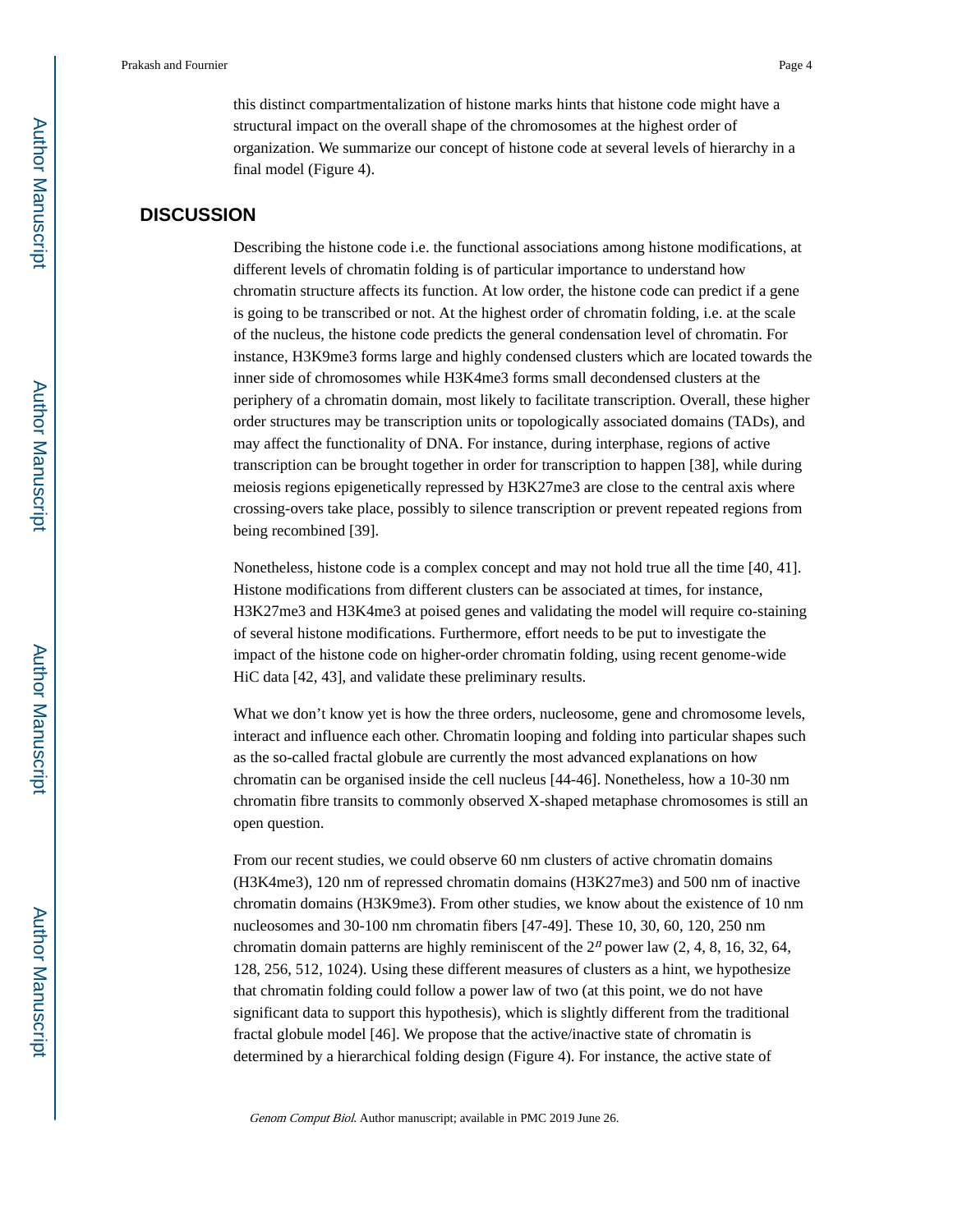this distinct compartmentalization of histone marks hints that histone code might have a structural impact on the overall shape of the chromosomes at the highest order of organization. We summarize our concept of histone code at several levels of hierarchy in a final model (Figure 4).

## DISCUSSION

Describing the histone code i.e. the functional associations among histone modifications, at different levels of chromatin folding is of particular importance to understand how chromatin structure affects its function. At low order, the histone code can predict if a gene is going to be transcribed or not. At the highest order of chromatin folding, i.e. at the scale of the nucleus, the histone code predicts the general condensation level of chromatin. For instance, H3K9me3 forms large and highly condensed clusters which are located towards the inner side of chromosomes while H3K4me3 forms small decondensed clusters at the periphery of a chromatin domain, most likely to facilitate transcription. Overall, these higher order structures may be transcription units or topologically associated domains (TADs), and may affect the functionality of DNA. For instance, during interphase, regions of active transcription can be brought together in order for transcription to happen [38], while during meiosis regions epigenetically repressed by H3K27me3 are close to the central axis where crossing-overs take place, possibly to silence transcription or prevent repeated regions from being recombined [39].

Nonetheless, histone code is a complex concept and may not hold true all the time [40, 41]. Histone modifications from different clusters can be associated at times, for instance, H3K27me3 and H3K4me3 at poised genes and validating the model will require co-staining of several histone modifications. Furthermore, effort needs to be put to investigate the impact of the histone code on higher-order chromatin folding, using recent genome-wide HiC data [42, 43], and validate these preliminary results.

What we don't know yet is how the three orders, nucleosome, gene and chromosome levels, interact and influence each other. Chromatin looping and folding into particular shapes such as the so-called fractal globule are currently the most advanced explanations on how chromatin can be organised inside the cell nucleus [44-46]. Nonetheless, how a 10-30 nm chromatin fibre transits to commonly observed X-shaped metaphase chromosomes is still an open question.

From our recent studies, we could observe 60 nm clusters of active chromatin domains (H3K4me3), 120 nm of repressed chromatin domains (H3K27me3) and 500 nm of inactive chromatin domains (H3K9me3). From other studies, we know about the existence of 10 nm nucleosomes and 30-100 nm chromatin fibers [47-49]. These 10, 30, 60, 120, 250 nm chromatin domain patterns are highly reminiscent of the $2^n$ power law (2, 4, 8, 16, 32, 64, 128, 256, 512, 1024). Using these different measures of clusters as a hint, we hypothesize that chromatin folding could follow a power law of two (at this point, we do not have significant data to support this hypothesis), which is slightly different from the traditional fractal globule model [46]. We propose that the active/inactive state of chromatin is determined by a hierarchical folding design (Figure 4). For instance, the active state of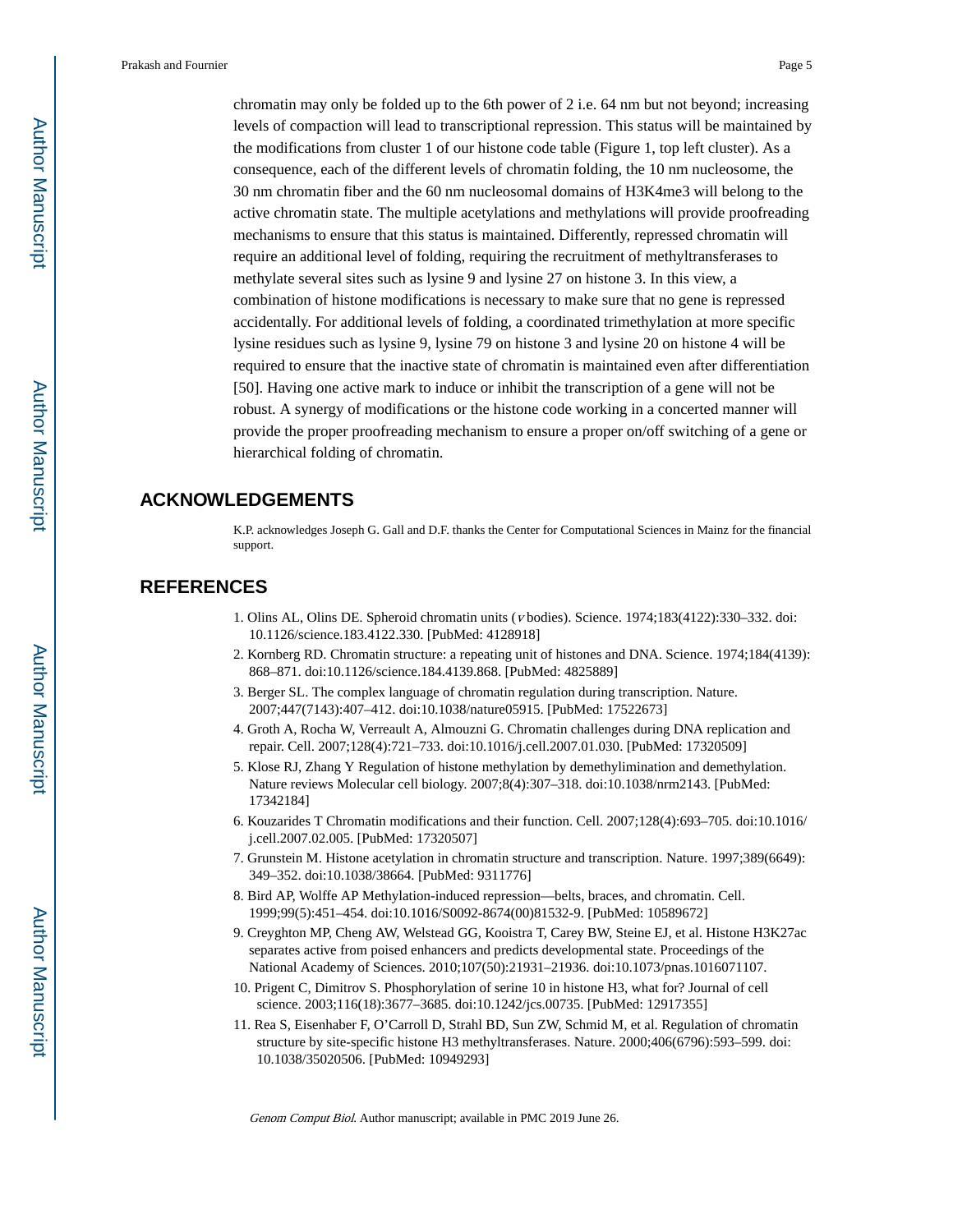chromatin may only be folded up to the 6th power of 2 i.e. 64 nm but not beyond; increasing levels of compaction will lead to transcriptional repression. This status will be maintained by the modifications from cluster 1 of our histone code table (Figure 1, top left cluster). As a consequence, each of the different levels of chromatin folding, the 10 nm nucleosome, the 30 nm chromatin fiber and the 60 nm nucleosomal domains of H3K4me3 will belong to the active chromatin state. The multiple acetylations and methylations will provide proofreading mechanisms to ensure that this status is maintained. Differently, repressed chromatin will require an additional level of folding, requiring the recruitment of methyltransferases to methylate several sites such as lysine 9 and lysine 27 on histone 3. In this view, a combination of histone modifications is necessary to make sure that no gene is repressed accidentally. For additional levels of folding, a coordinated trimethylation at more specific lysine residues such as lysine 9, lysine 79 on histone 3 and lysine 20 on histone 4 will be required to ensure that the inactive state of chromatin is maintained even after differentiation [50]. Having one active mark to induce or inhibit the transcription of a gene will not be robust. A synergy of modifications or the histone code working in a concerted manner will provide the proper proofreading mechanism to ensure a proper on/off switching of a gene or hierarchical folding of chromatin.

## ACKNOWLEDGEMENTS

K.P. acknowledges Joseph G. Gall and D.F. thanks the Center for Computational Sciences in Mainz for the financial support.

## REFERENCES

1. Olins AL, Olins DE. Spheroid chromatin units (*ν* bodies). Science. 1974;183(4122):330–332. doi: 10.1126/science.183.4122.330. [PubMed: 4128918]
2. Kornberg RD. Chromatin structure: a repeating unit of histones and DNA. Science. 1974;184(4139): 868–871. doi:10.1126/science.184.4139.868. [PubMed: 4825889]
3. Berger SL. The complex language of chromatin regulation during transcription. Nature. 2007;447(7143):407–412. doi:10.1038/nature05915. [PubMed: 17522673]
4. Groth A, Rocha W, Verreault A, Almouzni G. Chromatin challenges during DNA replication and repair. Cell. 2007;128(4):721–733. doi:10.1016/j.cell.2007.01.030. [PubMed: 17320509]
5. Klose RJ, Zhang Y Regulation of histone methylation by demethylimination and demethylation. Nature reviews Molecular cell biology. 2007;8(4):307–318. doi:10.1038/nrm2143. [PubMed: 17342184]
6. Kouzarides T Chromatin modifications and their function. Cell. 2007;128(4):693–705. doi:10.1016/j.cell.2007.02.005. [PubMed: 17320507]
7. Grunstein M. Histone acetylation in chromatin structure and transcription. Nature. 1997;389(6649): 349–352. doi:10.1038/38664. [PubMed: 9311776]
8. Bird AP, Wolffe AP Methylation-induced repression—belts, braces, and chromatin. Cell. 1999;99(5):451–454. doi:10.1016/S0092-8674(00)81532-9. [PubMed: 10589672]
9. Creyghton MP, Cheng AW, Welstead GG, Kooistra T, Carey BW, Steine EJ, et al. Histone H3K27ac separates active from poised enhancers and predicts developmental state. Proceedings of the National Academy of Sciences. 2010;107(50):21931–21936. doi:10.1073/pnas.1016071107.
10. Prigent C, Dimitrov S. Phosphorylation of serine 10 in histone H3, what for? Journal of cell science. 2003;116(18):3677–3685. doi:10.1242/jcs.00735. [PubMed: 12917355]
11. Rea S, Eisenhaber F, O'Carroll D, Strahl BD, Sun ZW, Schmid M, et al. Regulation of chromatin structure by site-specific histone H3 methyltransferases. Nature. 2000;406(6796):593–599. doi: 10.1038/35020506. [PubMed: 10949293]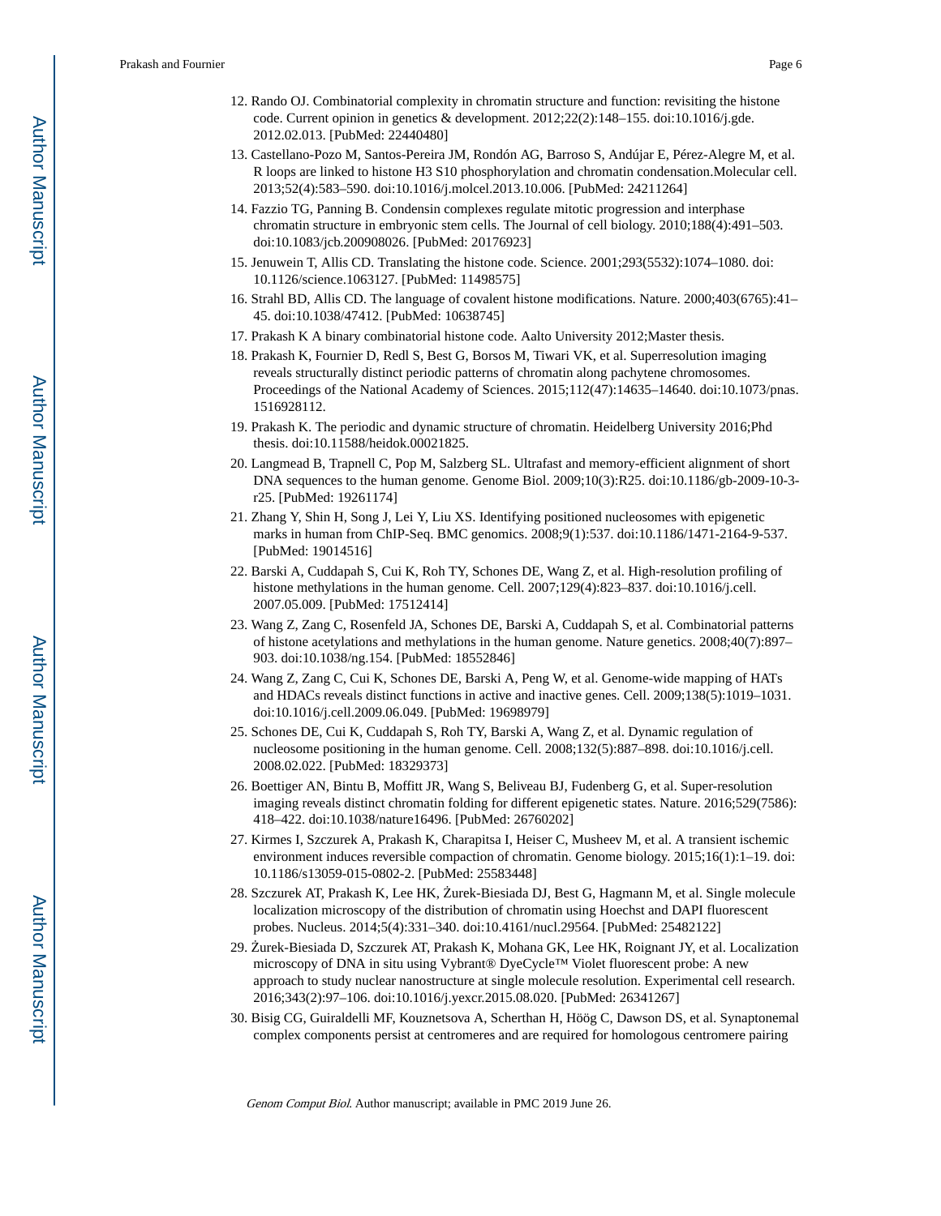12. Rando OJ. Combinatorial complexity in chromatin structure and function: revisiting the histone code. Current opinion in genetics & development. 2012;22(2):148–155. doi:10.1016/j.gde.2012.02.013. [PubMed: 22440480]
13. Castellano-Pozo M, Santos-Pereira JM, Rondón AG, Barroso S, Andújar E, Pérez-Alegre M, et al. R loops are linked to histone H3 S10 phosphorylation and chromatin condensation.Molecular cell. 2013;52(4):583–590. doi:10.1016/j.molcel.2013.10.006. [PubMed: 24211264]
14. Fazzio TG, Panning B. Condensin complexes regulate mitotic progression and interphase chromatin structure in embryonic stem cells. The Journal of cell biology. 2010;188(4):491–503. doi:10.1083/jcb.200908026. [PubMed: 20176923]
15. Jenuwein T, Allis CD. Translating the histone code. Science. 2001;293(5532):1074–1080. doi:10.1126/science.1063127. [PubMed: 11498575]
16. Strahl BD, Allis CD. The language of covalent histone modifications. Nature. 2000;403(6765):41–45. doi:10.1038/47412. [PubMed: 10638745]
17. Prakash K A binary combinatorial histone code. Aalto University 2012;Master thesis.
18. Prakash K, Fournier D, Redl S, Best G, Borsos M, Tiwari VK, et al. Superresolution imaging reveals structurally distinct periodic patterns of chromatin along pachytene chromosomes. Proceedings of the National Academy of Sciences. 2015;112(47):14635–14640. doi:10.1073/pnas.1516928112.
19. Prakash K. The periodic and dynamic structure of chromatin. Heidelberg University 2016;Phd thesis. doi:10.11588/heidok.00021825.
20. Langmead B, Trapnell C, Pop M, Salzberg SL. Ultrafast and memory-efficient alignment of short DNA sequences to the human genome. Genome Biol. 2009;10(3):R25. doi:10.1186/gb-2009-10-3-r25. [PubMed: 19261174]
21. Zhang Y, Shin H, Song J, Lei Y, Liu XS. Identifying positioned nucleosomes with epigenetic marks in human from ChIP-Seq. BMC genomics. 2008;9(1):537. doi:10.1186/1471-2164-9-537. [PubMed: 19014516]
22. Barski A, Cuddapah S, Cui K, Roh TY, Schones DE, Wang Z, et al. High-resolution profiling of histone methylations in the human genome. Cell. 2007;129(4):823–837. doi:10.1016/j.cell.2007.05.009. [PubMed: 17512414]
23. Wang Z, Zang C, Rosenfeld JA, Schones DE, Barski A, Cuddapah S, et al. Combinatorial patterns of histone acetylations and methylations in the human genome. Nature genetics. 2008;40(7):897–903. doi:10.1038/ng.154. [PubMed: 18552846]
24. Wang Z, Zang C, Cui K, Schones DE, Barski A, Peng W, et al. Genome-wide mapping of HATs and HDACs reveals distinct functions in active and inactive genes. Cell. 2009;138(5):1019–1031. doi:10.1016/j.cell.2009.06.049. [PubMed: 19698979]
25. Schones DE, Cui K, Cuddapah S, Roh TY, Barski A, Wang Z, et al. Dynamic regulation of nucleosome positioning in the human genome. Cell. 2008;132(5):887–898. doi:10.1016/j.cell.2008.02.022. [PubMed: 18329373]
26. Boettiger AN, Bintu B, Moffitt JR, Wang S, Beliveau BJ, Fudenberg G, et al. Super-resolution imaging reveals distinct chromatin folding for different epigenetic states. Nature. 2016;529(7586):418–422. doi:10.1038/nature16496. [PubMed: 26760202]
27. Kirmes I, Szczurek A, Prakash K, Charapitsa I, Heiser C, Musheev M, et al. A transient ischemic environment induces reversible compaction of chromatin. Genome biology. 2015;16(1):1–19. doi:10.1186/s13059-015-0802-2. [PubMed: 25583448]
28. Szczurek AT, Prakash K, Lee HK, Żurek-Biesiada DJ, Best G, Hagmann M, et al. Single molecule localization microscopy of the distribution of chromatin using Hoechst and DAPI fluorescent probes. Nucleus. 2014;5(4):331–340. doi:10.4161/nucl.29564. [PubMed: 25482122]
29. Żurek-Biesiada D, Szczurek AT, Prakash K, Mohana GK, Lee HK, Roignant JY, et al. Localization microscopy of DNA in situ using Vybrant® DyeCycle™ Violet fluorescent probe: A new approach to study nuclear nanostructure at single molecule resolution. Experimental cell research. 2016;343(2):97–106. doi:10.1016/j.yexcr.2015.08.020. [PubMed: 26341267]
30. Bisig CG, Guiraldelli MF, Kouznetsova A, Scherthan H, Höög C, Dawson DS, et al. Synaptonemal complex components persist at centromeres and are required for homologous centromere pairing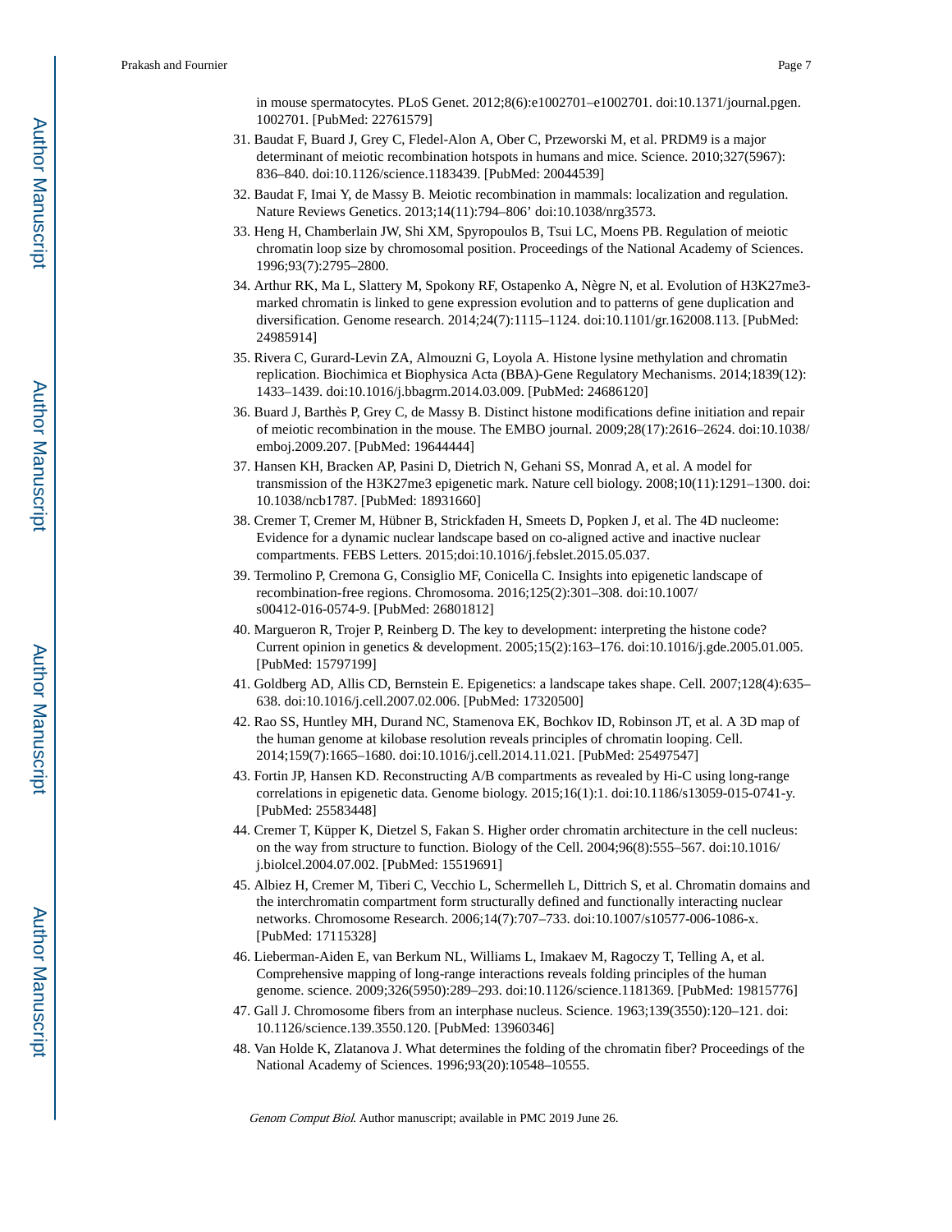in mouse spermatocytes. PLoS Genet. 2012;8(6):e1002701–e1002701. doi:10.1371/journal.pgen.1002701. [PubMed: 22761579]

31. Baudat F, Buard J, Grey C, Fledel-Alon A, Ober C, Przeworski M, et al. PRDM9 is a major determinant of meiotic recombination hotspots in humans and mice. Science. 2010;327(5967):836–840. doi:10.1126/science.1183439. [PubMed: 20044539]
32. Baudat F, Imai Y, de Massy B. Meiotic recombination in mammals: localization and regulation. Nature Reviews Genetics. 2013;14(11):794–806' doi:10.1038/nrg3573.
33. Heng H, Chamberlain JW, Shi XM, Spyropoulos B, Tsui LC, Moens PB. Regulation of meiotic chromatin loop size by chromosomal position. Proceedings of the National Academy of Sciences. 1996;93(7):2795–2800.
34. Arthur RK, Ma L, Slattery M, Spokony RF, Ostapenko A, Nègre N, et al. Evolution of H3K27me3-marked chromatin is linked to gene expression evolution and to patterns of gene duplication and diversification. Genome research. 2014;24(7):1115–1124. doi:10.1101/gr.162008.113. [PubMed: 24985914]
35. Rivera C, Gurard-Levin ZA, Almouzni G, Loyola A. Histone lysine methylation and chromatin replication. Biochimica et Biophysica Acta (BBA)-Gene Regulatory Mechanisms. 2014;1839(12):1433–1439. doi:10.1016/j.bbagrm.2014.03.009. [PubMed: 24686120]
36. Buard J, Barthès P, Grey C, de Massy B. Distinct histone modifications define initiation and repair of meiotic recombination in the mouse. The EMBO journal. 2009;28(17):2616–2624. doi:10.1038/emboj.2009.207. [PubMed: 19644444]
37. Hansen KH, Bracken AP, Pasini D, Dietrich N, Gehani SS, Monrad A, et al. A model for transmission of the H3K27me3 epigenetic mark. Nature cell biology. 2008;10(11):1291–1300. doi:10.1038/ncb1787. [PubMed: 18931660]
38. Cremer T, Cremer M, Hübner B, Strickfaden H, Smeets D, Popken J, et al. The 4D nucleome: Evidence for a dynamic nuclear landscape based on co-aligned active and inactive nuclear compartments. FEBS Letters. 2015;doi:10.1016/j.febslet.2015.05.037.
39. Termolino P, Cremona G, Consiglio MF, Conicella C. Insights into epigenetic landscape of recombination-free regions. Chromosoma. 2016;125(2):301–308. doi:10.1007/s00412-016-0574-9. [PubMed: 26801812]
40. Margueron R, Trojer P, Reinberg D. The key to development: interpreting the histone code? Current opinion in genetics & development. 2005;15(2):163–176. doi:10.1016/j.gde.2005.01.005. [PubMed: 15797199]
41. Goldberg AD, Allis CD, Bernstein E. Epigenetics: a landscape takes shape. Cell. 2007;128(4):635–638. doi:10.1016/j.cell.2007.02.006. [PubMed: 17320500]
42. Rao SS, Huntley MH, Durand NC, Stamenova EK, Bochkov ID, Robinson JT, et al. A 3D map of the human genome at kilobase resolution reveals principles of chromatin looping. Cell. 2014;159(7):1665–1680. doi:10.1016/j.cell.2014.11.021. [PubMed: 25497547]
43. Fortin JP, Hansen KD. Reconstructing A/B compartments as revealed by Hi-C using long-range correlations in epigenetic data. Genome biology. 2015;16(1):1. doi:10.1186/s13059-015-0741-y. [PubMed: 25583448]
44. Cremer T, Küpper K, Dietzel S, Fakan S. Higher order chromatin architecture in the cell nucleus: on the way from structure to function. Biology of the Cell. 2004;96(8):555–567. doi:10.1016/j.biolcel.2004.07.002. [PubMed: 15519691]
45. Albiez H, Cremer M, Tiberi C, Vecchio L, Schermelleh L, Dittrich S, et al. Chromatin domains and the interchromatin compartment form structurally defined and functionally interacting nuclear networks. Chromosome Research. 2006;14(7):707–733. doi:10.1007/s10577-006-1086-x. [PubMed: 17115328]
46. Lieberman-Aiden E, van Berkum NL, Williams L, Imakaev M, Ragoczy T, Telling A, et al. Comprehensive mapping of long-range interactions reveals folding principles of the human genome. science. 2009;326(5950):289–293. doi:10.1126/science.1181369. [PubMed: 19815776]
47. Gall J. Chromosome fibers from an interphase nucleus. Science. 1963;139(3550):120–121. doi:10.1126/science.139.3550.120. [PubMed: 13960346]
48. Van Holde K, Zlatanova J. What determines the folding of the chromatin fiber? Proceedings of the National Academy of Sciences. 1996;93(20):10548–10555.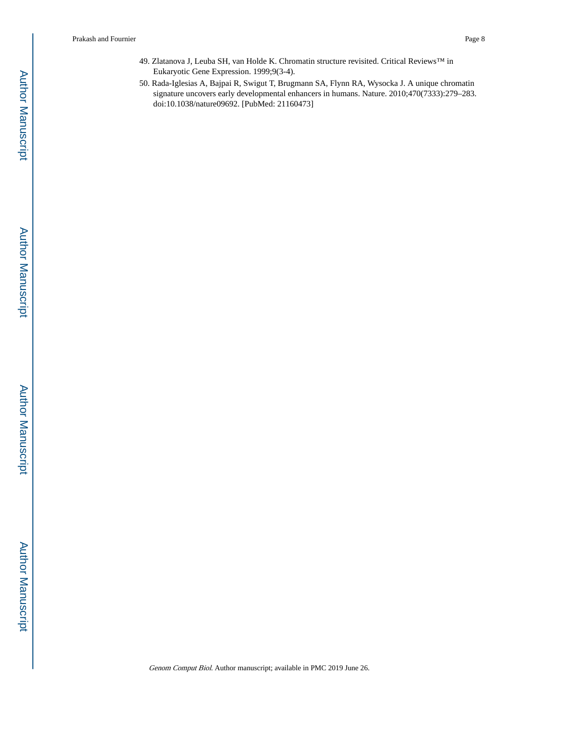49. Zlatanova J, Leuba SH, van Holde K. Chromatin structure revisited. Critical Reviews™ in Eukaryotic Gene Expression. 1999;9(3-4).
50. Rada-Iglesias A, Bajpai R, Swigut T, Brugmann SA, Flynn RA, Wysocka J. A unique chromatin signature uncovers early developmental enhancers in humans. Nature. 2010;470(7333):279–283. doi:10.1038/nature09692. [PubMed: 21160473]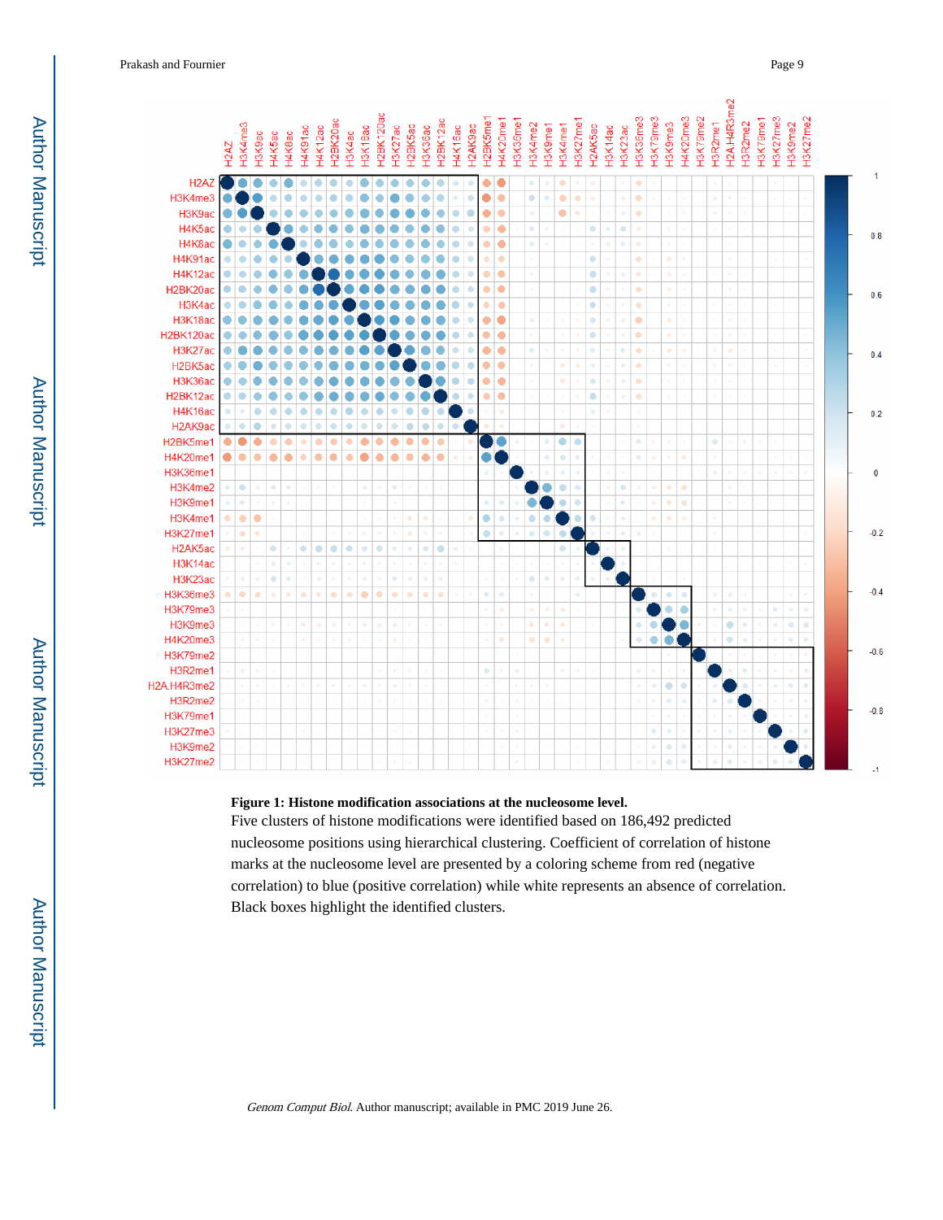**Figure 1: Histone modification associations at the nucleosome level.**

Five clusters of histone modifications were identified based on 186,492 predicted nucleosome positions using hierarchical clustering. Coefficient of correlation of histone marks at the nucleosome level are presented by a coloring scheme from red (negative correlation) to blue (positive correlation) while white represents an absence of correlation. Black boxes highlight the identified clusters.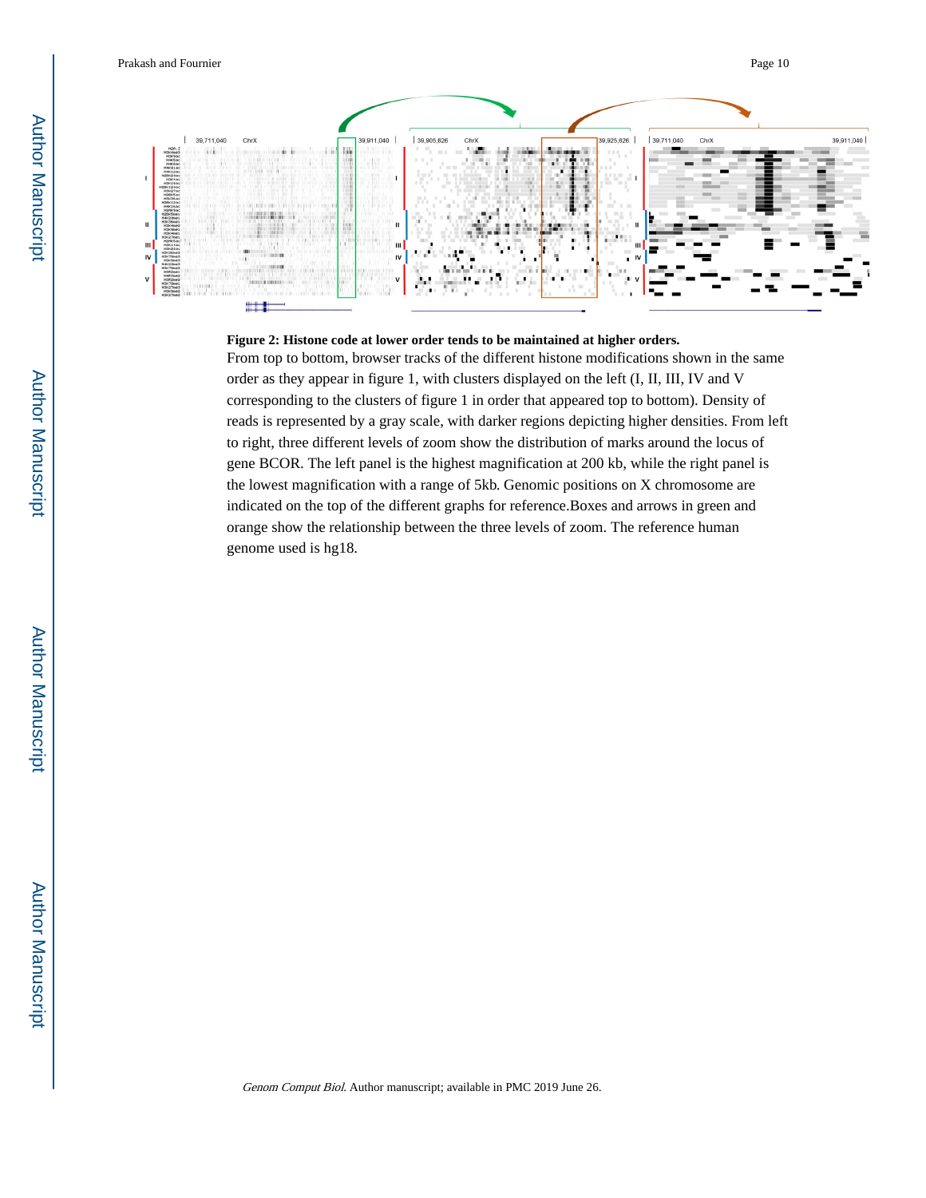**Figure 2: Histone code at lower order tends to be maintained at higher orders.**

From top to bottom, browser tracks of the different histone modifications shown in the same order as they appear in figure 1, with clusters displayed on the left (I, II, III, IV and V corresponding to the clusters of figure 1 in order that appeared top to bottom). Density of reads is represented by a gray scale, with darker regions depicting higher densities. From left to right, three different levels of zoom show the distribution of marks around the locus of gene BCOR. The left panel is the highest magnification at 200 kb, while the right panel is the lowest magnification with a range of 5kb. Genomic positions on X chromosome are indicated on the top of the different graphs for reference.Boxes and arrows in green and orange show the relationship between the three levels of zoom. The reference human genome used is hg18.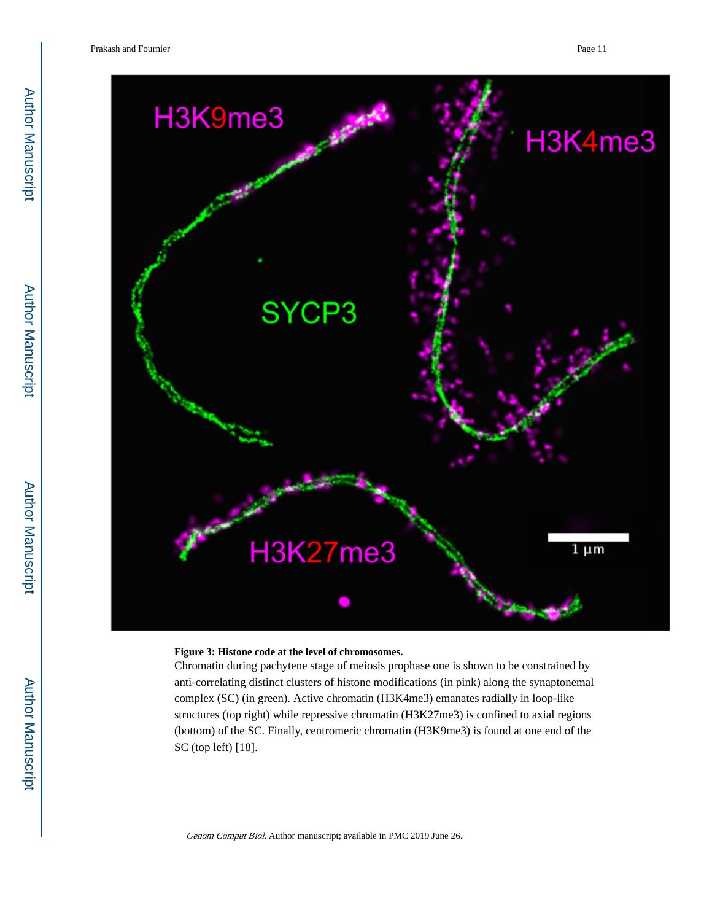**Figure 3: Histone code at the level of chromosomes.**

Chromatin during pachytene stage of meiosis prophase one is shown to be constrained by anti-correlating distinct clusters of histone modifications (in pink) along the synaptonemal complex (SC) (in green). Active chromatin (H3K4me3) emanates radially in loop-like structures (top right) while repressive chromatin (H3K27me3) is confined to axial regions (bottom) of the SC. Finally, centromeric chromatin (H3K9me3) is found at one end of the SC (top left) [18].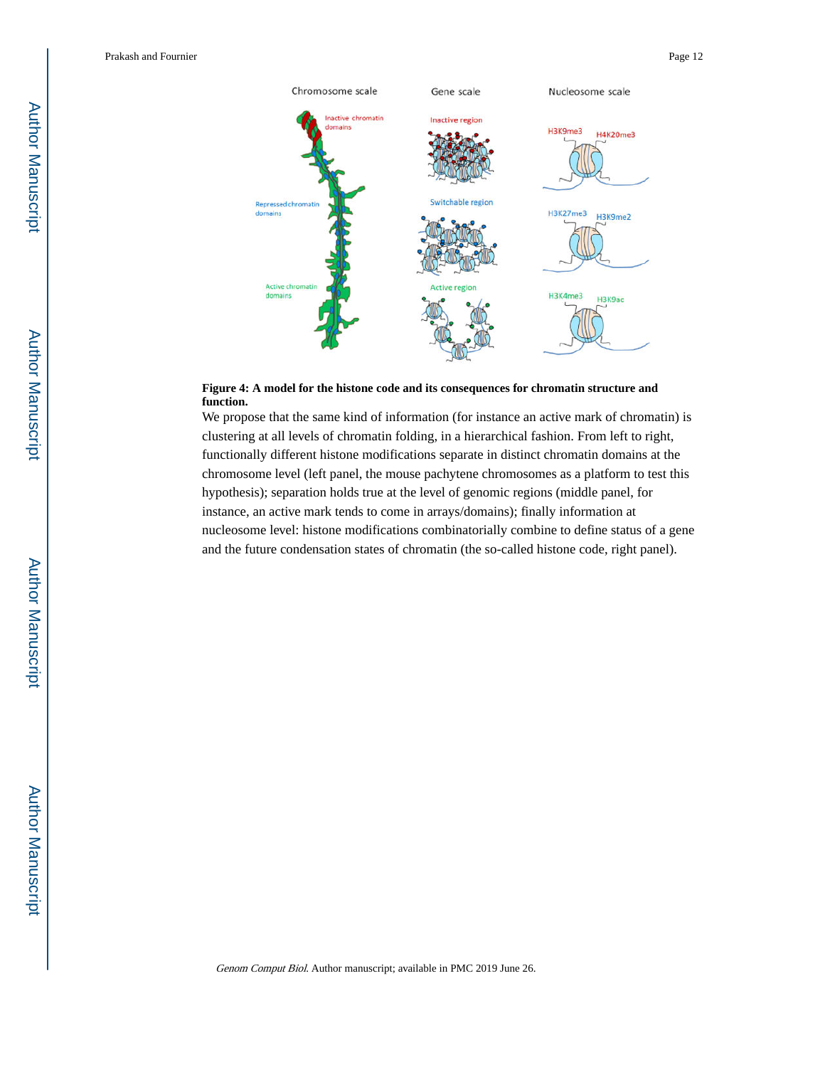Chromosome scale

Gene scale

Nucleosome scale

Inactive chromatin domains

Repressed chromatin domains

Active chromatin domains

Inactive region

Switchable region

Active region

H3K9me3

H4K20me3

H3K27me3

H3K9me2

H3K4me3

H3K9ac

**Figure 4: A model for the histone code and its consequences for chromatin structure and function.**

We propose that the same kind of information (for instance an active mark of chromatin) is clustering at all levels of chromatin folding, in a hierarchical fashion. From left to right, functionally different histone modifications separate in distinct chromatin domains at the chromosome level (left panel, the mouse pachytene chromosomes as a platform to test this hypothesis); separation holds true at the level of genomic regions (middle panel, for instance, an active mark tends to come in arrays/domains); finally information at nucleosome level: histone modifications combinatorially combine to define status of a gene and the future condensation states of chromatin (the so-called histone code, right panel).